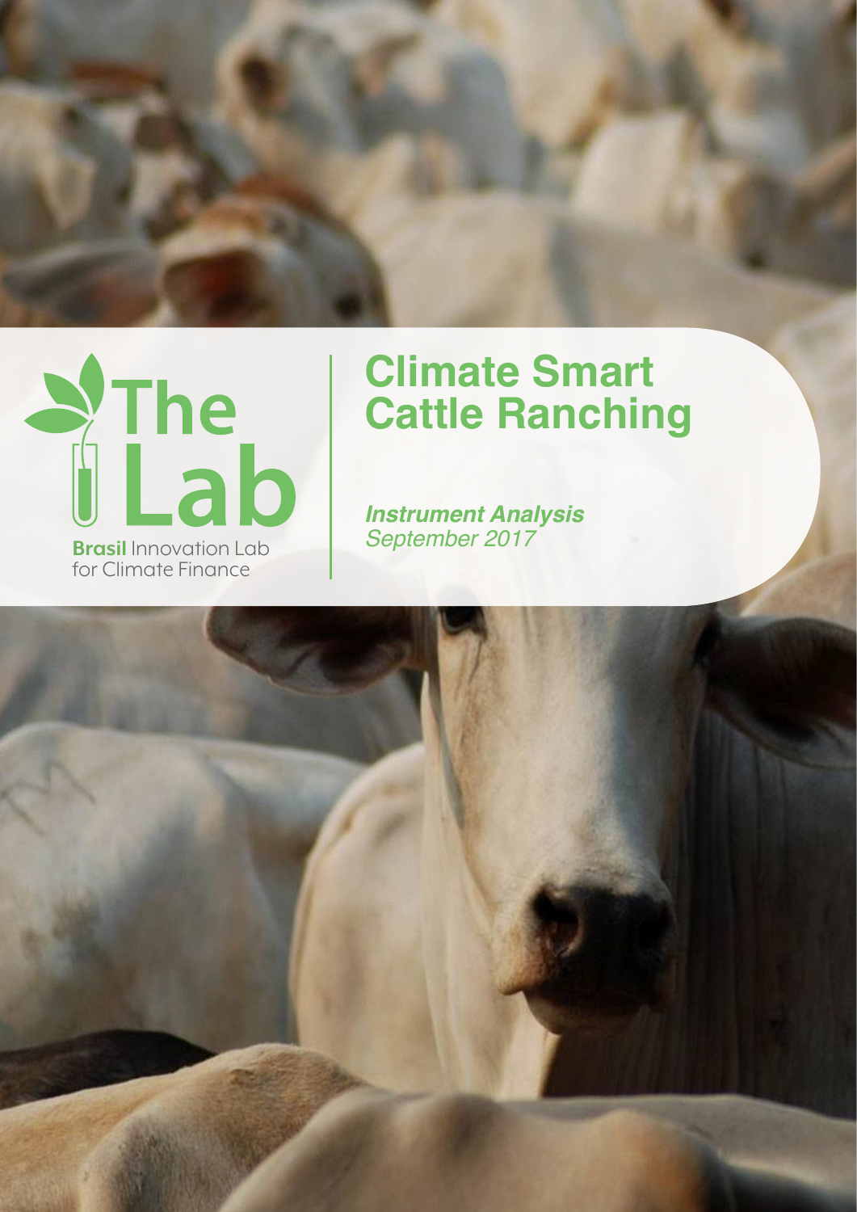The Lab

Brasil Innovation Lab for Climate Finance

# Climate Smart Cattle Ranching

***Instrument Analysis***

*September 2017*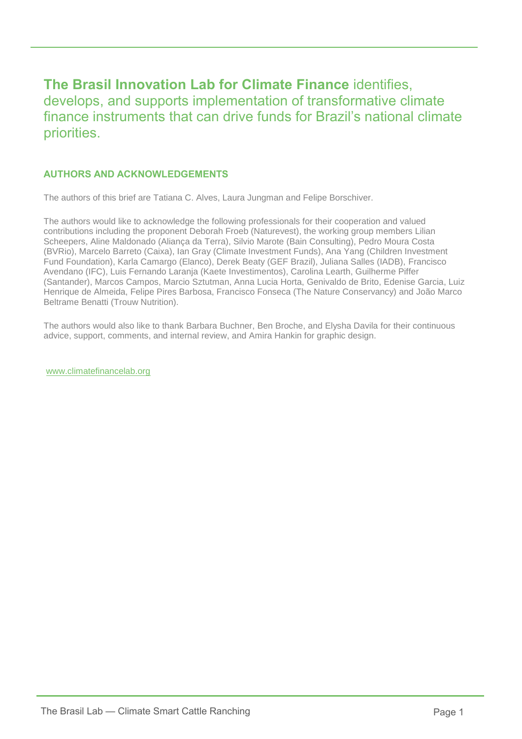**The Brasil Innovation Lab for Climate Finance** identifies, develops, and supports implementation of transformative climate finance instruments that can drive funds for Brazil's national climate priorities.

## AUTHORS AND ACKNOWLEDGEMENTS

The authors of this brief are Tatiana C. Alves, Laura Jungman and Felipe Borschiver.

The authors would like to acknowledge the following professionals for their cooperation and valued contributions including the proponent Deborah Froeb (Naturevest), the working group members Lilian Scheepers, Aline Maldonado (Aliança da Terra), Silvio Marote (Bain Consulting), Pedro Moura Costa (BVRio), Marcelo Barreto (Caixa), Ian Gray (Climate Investment Funds), Ana Yang (Children Investment Fund Foundation), Karla Camargo (Elanco), Derek Beaty (GEF Brazil), Juliana Salles (IADB), Francisco Avendano (IFC), Luis Fernando Laranja (Kaete Investimentos), Carolina Learth, Guilherme Piffer (Santander), Marcos Campos, Marcio Sztutman, Anna Lucia Horta, Genivaldo de Brito, Edenise Garcia, Luiz Henrique de Almeida, Felipe Pires Barbosa, Francisco Fonseca (The Nature Conservancy) and João Marco Beltrame Benatti (Trouw Nutrition).

The authors would also like to thank Barbara Buchner, Ben Broche, and Elysha Davila for their continuous advice, support, comments, and internal review, and Amira Hankin for graphic design.

www.climatefinancelab.org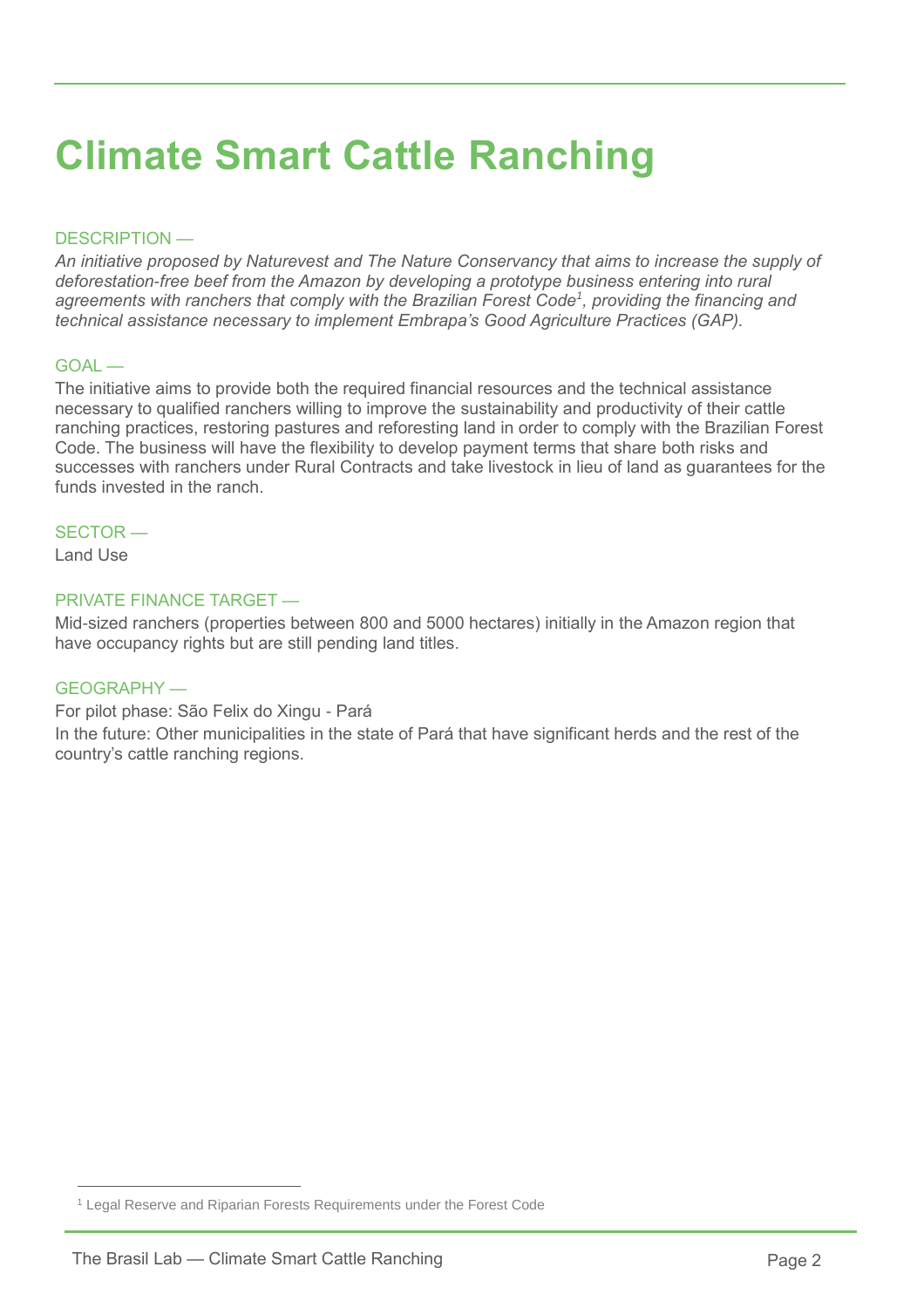# Climate Smart Cattle Ranching

DESCRIPTION —

*An initiative proposed by Naturevest and The Nature Conservancy that aims to increase the supply of deforestation-free beef from the Amazon by developing a prototype business entering into rural agreements with ranchers that comply with the Brazilian Forest Code[1], providing the financing and technical assistance necessary to implement Embrapa's Good Agriculture Practices (GAP).*

GOAL —

The initiative aims to provide both the required financial resources and the technical assistance necessary to qualified ranchers willing to improve the sustainability and productivity of their cattle ranching practices, restoring pastures and reforesting land in order to comply with the Brazilian Forest Code. The business will have the flexibility to develop payment terms that share both risks and successes with ranchers under Rural Contracts and take livestock in lieu of land as guarantees for the funds invested in the ranch.

SECTOR —

Land Use

PRIVATE FINANCE TARGET —

Mid-sized ranchers (properties between 800 and 5000 hectares) initially in the Amazon region that have occupancy rights but are still pending land titles.

GEOGRAPHY —

For pilot phase: São Felix do Xingu - Pará

In the future: Other municipalities in the state of Pará that have significant herds and the rest of the country's cattle ranching regions.

---

[1] Legal Reserve and Riparian Forests Requirements under the Forest Code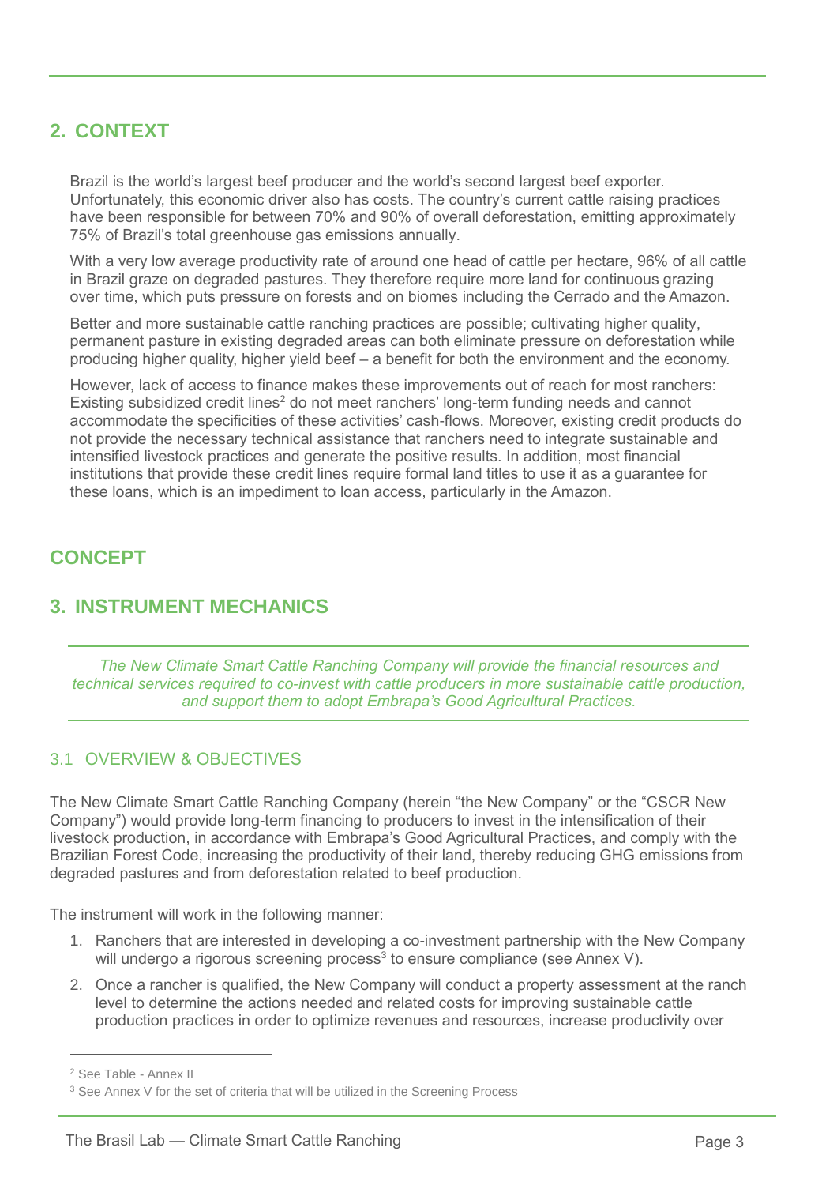## 2. CONTEXT

Brazil is the world's largest beef producer and the world's second largest beef exporter. Unfortunately, this economic driver also has costs. The country's current cattle raising practices have been responsible for between 70% and 90% of overall deforestation, emitting approximately 75% of Brazil's total greenhouse gas emissions annually.

With a very low average productivity rate of around one head of cattle per hectare, 96% of all cattle in Brazil graze on degraded pastures. They therefore require more land for continuous grazing over time, which puts pressure on forests and on biomes including the Cerrado and the Amazon.

Better and more sustainable cattle ranching practices are possible; cultivating higher quality, permanent pasture in existing degraded areas can both eliminate pressure on deforestation while producing higher quality, higher yield beef – a benefit for both the environment and the economy.

However, lack of access to finance makes these improvements out of reach for most ranchers: Existing subsidized credit lines[2] do not meet ranchers' long-term funding needs and cannot accommodate the specificities of these activities' cash-flows. Moreover, existing credit products do not provide the necessary technical assistance that ranchers need to integrate sustainable and intensified livestock practices and generate the positive results. In addition, most financial institutions that provide these credit lines require formal land titles to use it as a guarantee for these loans, which is an impediment to loan access, particularly in the Amazon.

## CONCEPT

## 3. INSTRUMENT MECHANICS

*The New Climate Smart Cattle Ranching Company will provide the financial resources and technical services required to co-invest with cattle producers in more sustainable cattle production, and support them to adopt Embrapa's Good Agricultural Practices.*

### 3.1 OVERVIEW & OBJECTIVES

The New Climate Smart Cattle Ranching Company (herein "the New Company" or the "CSCR New Company") would provide long-term financing to producers to invest in the intensification of their livestock production, in accordance with Embrapa's Good Agricultural Practices, and comply with the Brazilian Forest Code, increasing the productivity of their land, thereby reducing GHG emissions from degraded pastures and from deforestation related to beef production.

The instrument will work in the following manner:

1. Ranchers that are interested in developing a co-investment partnership with the New Company will undergo a rigorous screening process[3] to ensure compliance (see Annex V).
2. Once a rancher is qualified, the New Company will conduct a property assessment at the ranch level to determine the actions needed and related costs for improving sustainable cattle production practices in order to optimize revenues and resources, increase productivity over

---

[2] See Table - Annex II

[3] See Annex V for the set of criteria that will be utilized in the Screening Process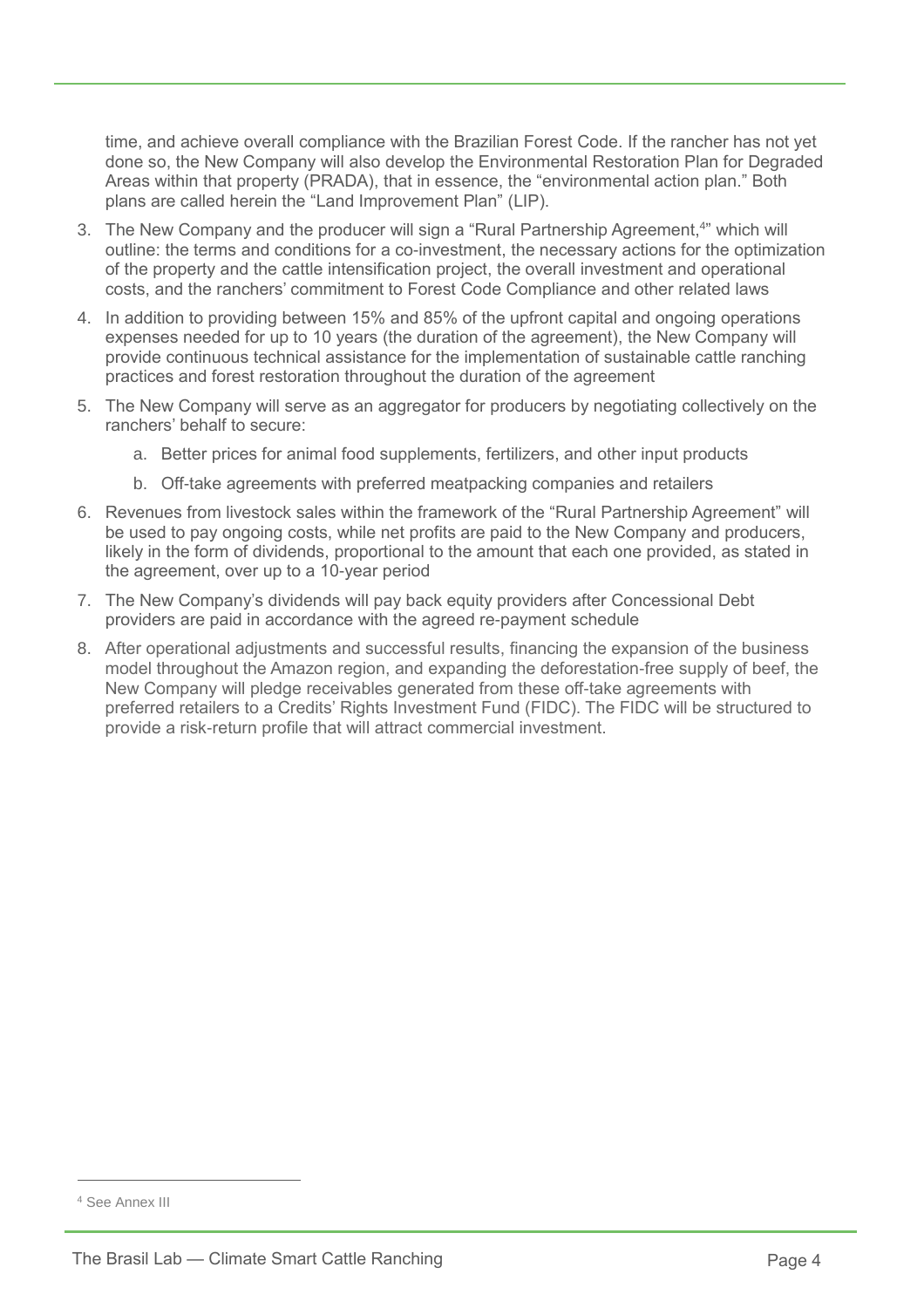time, and achieve overall compliance with the Brazilian Forest Code. If the rancher has not yet done so, the New Company will also develop the Environmental Restoration Plan for Degraded Areas within that property (PRADA), that in essence, the "environmental action plan." Both plans are called herein the "Land Improvement Plan" (LIP).

3. The New Company and the producer will sign a "Rural Partnership Agreement,[4]" which will outline: the terms and conditions for a co-investment, the necessary actions for the optimization of the property and the cattle intensification project, the overall investment and operational costs, and the ranchers' commitment to Forest Code Compliance and other related laws
4. In addition to providing between 15% and 85% of the upfront capital and ongoing operations expenses needed for up to 10 years (the duration of the agreement), the New Company will provide continuous technical assistance for the implementation of sustainable cattle ranching practices and forest restoration throughout the duration of the agreement
5. The New Company will serve as an aggregator for producers by negotiating collectively on the ranchers' behalf to secure:
    a. Better prices for animal food supplements, fertilizers, and other input products
    b. Off-take agreements with preferred meatpacking companies and retailers
6. Revenues from livestock sales within the framework of the "Rural Partnership Agreement" will be used to pay ongoing costs, while net profits are paid to the New Company and producers, likely in the form of dividends, proportional to the amount that each one provided, as stated in the agreement, over up to a 10-year period
7. The New Company's dividends will pay back equity providers after Concessional Debt providers are paid in accordance with the agreed re-payment schedule
8. After operational adjustments and successful results, financing the expansion of the business model throughout the Amazon region, and expanding the deforestation-free supply of beef, the New Company will pledge receivables generated from these off-take agreements with preferred retailers to a Credits' Rights Investment Fund (FIDC). The FIDC will be structured to provide a risk-return profile that will attract commercial investment.

[4] See Annex III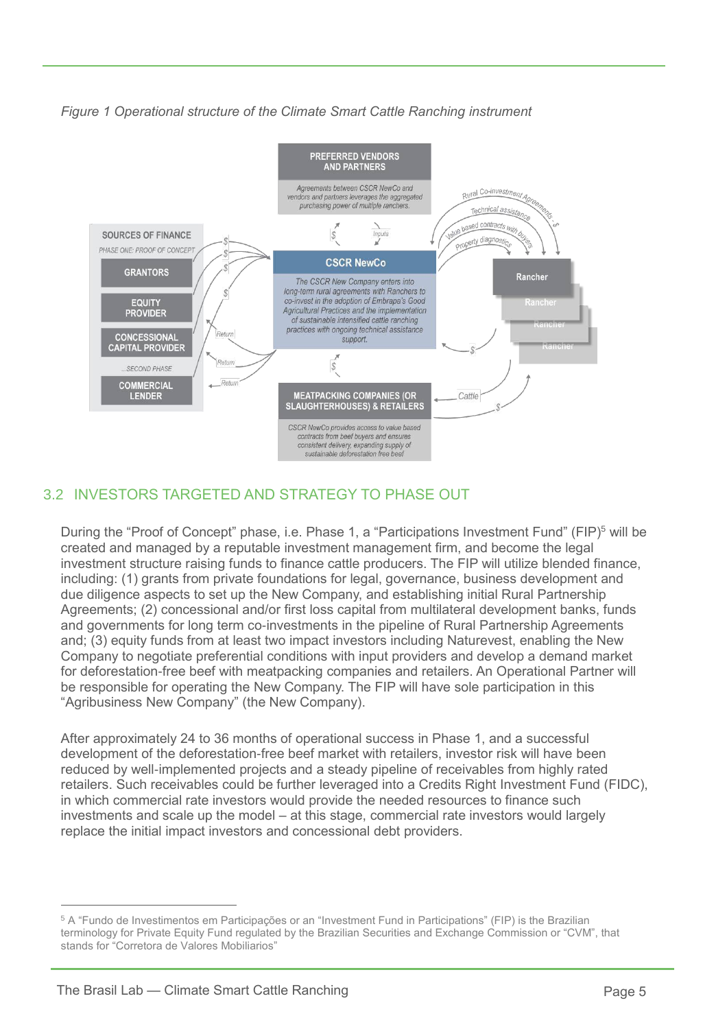*Figure 1 Operational structure of the Climate Smart Cattle Ranching instrument*

PREFERRED VENDORS AND PARTNERS

*Agreements between CSCR NewCo and vendors and partners leverages the aggregated purchasing power of multiple ranchers.*

SOURCES OF FINANCE

PHASE ONE: PROOF OF CONCEPT

GRANTORS

EQUITY PROVIDER

CONCESSIONAL CAPITAL PROVIDER

...SECOND PHASE

COMMERCIAL LENDER

CSCR NewCo

*The CSCR New Company enters into long-term rural agreements with Ranchers to co-invest in the adoption of Embrapa's Good Agricultural Practices and the implementation of sustainable intensified cattle ranching practices with ongoing technical assistance support.*

Rural Co-investment Agreements - $

Technical assistance

Value based contracts with buyers

Property diagnostics

Rancher

Inputs

Return

Cattle

MEATPACKING COMPANIES (OR SLAUGHTERHOUSES) & RETAILERS

*CSCR NewCo provides access to value based contracts from beef buyers and ensures consistent delivery, expanding supply of sustainable deforestation free beef*

## 3.2 INVESTORS TARGETED AND STRATEGY TO PHASE OUT

During the "Proof of Concept" phase, i.e. Phase 1, a "Participations Investment Fund" (FIP)[5] will be created and managed by a reputable investment management firm, and become the legal investment structure raising funds to finance cattle producers. The FIP will utilize blended finance, including: (1) grants from private foundations for legal, governance, business development and due diligence aspects to set up the New Company, and establishing initial Rural Partnership Agreements; (2) concessional and/or first loss capital from multilateral development banks, funds and governments for long term co-investments in the pipeline of Rural Partnership Agreements and; (3) equity funds from at least two impact investors including Naturevest, enabling the New Company to negotiate preferential conditions with input providers and develop a demand market for deforestation-free beef with meatpacking companies and retailers. An Operational Partner will be responsible for operating the New Company. The FIP will have sole participation in this "Agribusiness New Company" (the New Company).

After approximately 24 to 36 months of operational success in Phase 1, and a successful development of the deforestation-free beef market with retailers, investor risk will have been reduced by well-implemented projects and a steady pipeline of receivables from highly rated retailers. Such receivables could be further leveraged into a Credits Right Investment Fund (FIDC), in which commercial rate investors would provide the needed resources to finance such investments and scale up the model – at this stage, commercial rate investors would largely replace the initial impact investors and concessional debt providers.

---

[5] A "Fundo de Investimentos em Participações or an "Investment Fund in Participations" (FIP) is the Brazilian terminology for Private Equity Fund regulated by the Brazilian Securities and Exchange Commission or "CVM", that stands for "Corretora de Valores Mobiliarios"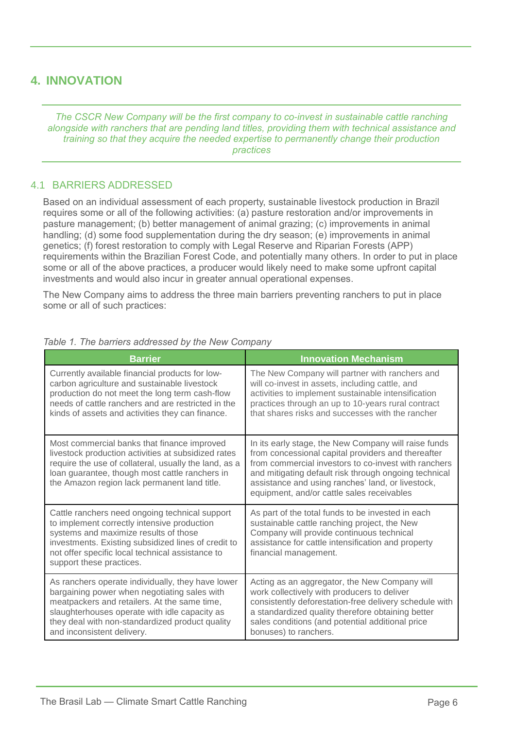## 4. INNOVATION

*The CSCR New Company will be the first company to co-invest in sustainable cattle ranching alongside with ranchers that are pending land titles, providing them with technical assistance and training so that they acquire the needed expertise to permanently change their production practices*

### 4.1 BARRIERS ADDRESSED

Based on an individual assessment of each property, sustainable livestock production in Brazil requires some or all of the following activities: (a) pasture restoration and/or improvements in pasture management; (b) better management of animal grazing; (c) improvements in animal handling; (d) some food supplementation during the dry season; (e) improvements in animal genetics; (f) forest restoration to comply with Legal Reserve and Riparian Forests (APP) requirements within the Brazilian Forest Code, and potentially many others. In order to put in place some or all of the above practices, a producer would likely need to make some upfront capital investments and would also incur in greater annual operational expenses.

The New Company aims to address the three main barriers preventing ranchers to put in place some or all of such practices:

*Table 1. The barriers addressed by the New Company*

| Barrier | Innovation Mechanism |
|---|---|
| Currently available financial products for low-carbon agriculture and sustainable livestock production do not meet the long term cash-flow needs of cattle ranchers and are restricted in the kinds of assets and activities they can finance. | The New Company will partner with ranchers and will co-invest in assets, including cattle, and activities to implement sustainable intensification practices through an up to 10-years rural contract that shares risks and successes with the rancher |
| Most commercial banks that finance improved livestock production activities at subsidized rates require the use of collateral, usually the land, as a loan guarantee, though most cattle ranchers in the Amazon region lack permanent land title. | In its early stage, the New Company will raise funds from concessional capital providers and thereafter from commercial investors to co-invest with ranchers and mitigating default risk through ongoing technical assistance and using ranches' land, or livestock, equipment, and/or cattle sales receivables |
| Cattle ranchers need ongoing technical support to implement correctly intensive production systems and maximize results of those investments. Existing subsidized lines of credit to not offer specific local technical assistance to support these practices. | As part of the total funds to be invested in each sustainable cattle ranching project, the New Company will provide continuous technical assistance for cattle intensification and property financial management. |
| As ranchers operate individually, they have lower bargaining power when negotiating sales with meatpackers and retailers. At the same time, slaughterhouses operate with idle capacity as they deal with non-standardized product quality and inconsistent delivery. | Acting as an aggregator, the New Company will work collectively with producers to deliver consistently deforestation-free delivery schedule with a standardized quality therefore obtaining better sales conditions (and potential additional price bonuses) to ranchers. |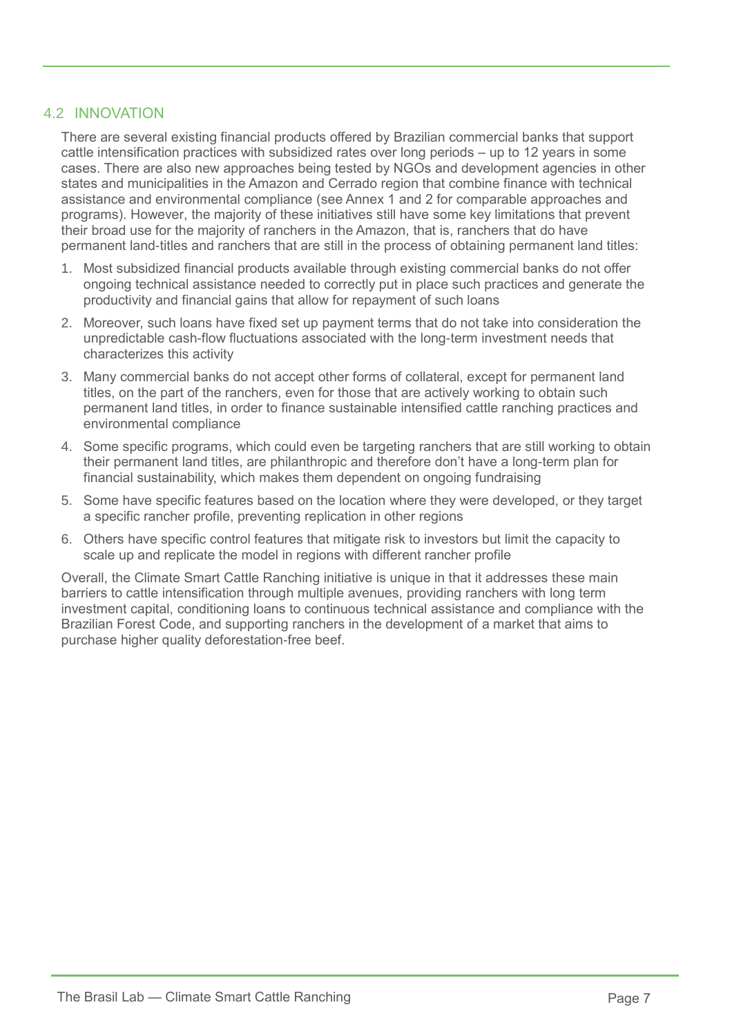## 4.2 INNOVATION

There are several existing financial products offered by Brazilian commercial banks that support cattle intensification practices with subsidized rates over long periods – up to 12 years in some cases. There are also new approaches being tested by NGOs and development agencies in other states and municipalities in the Amazon and Cerrado region that combine finance with technical assistance and environmental compliance (see Annex 1 and 2 for comparable approaches and programs). However, the majority of these initiatives still have some key limitations that prevent their broad use for the majority of ranchers in the Amazon, that is, ranchers that do have permanent land-titles and ranchers that are still in the process of obtaining permanent land titles:

1. Most subsidized financial products available through existing commercial banks do not offer ongoing technical assistance needed to correctly put in place such practices and generate the productivity and financial gains that allow for repayment of such loans
2. Moreover, such loans have fixed set up payment terms that do not take into consideration the unpredictable cash-flow fluctuations associated with the long-term investment needs that characterizes this activity
3. Many commercial banks do not accept other forms of collateral, except for permanent land titles, on the part of the ranchers, even for those that are actively working to obtain such permanent land titles, in order to finance sustainable intensified cattle ranching practices and environmental compliance
4. Some specific programs, which could even be targeting ranchers that are still working to obtain their permanent land titles, are philanthropic and therefore don't have a long-term plan for financial sustainability, which makes them dependent on ongoing fundraising
5. Some have specific features based on the location where they were developed, or they target a specific rancher profile, preventing replication in other regions
6. Others have specific control features that mitigate risk to investors but limit the capacity to scale up and replicate the model in regions with different rancher profile

Overall, the Climate Smart Cattle Ranching initiative is unique in that it addresses these main barriers to cattle intensification through multiple avenues, providing ranchers with long term investment capital, conditioning loans to continuous technical assistance and compliance with the Brazilian Forest Code, and supporting ranchers in the development of a market that aims to purchase higher quality deforestation-free beef.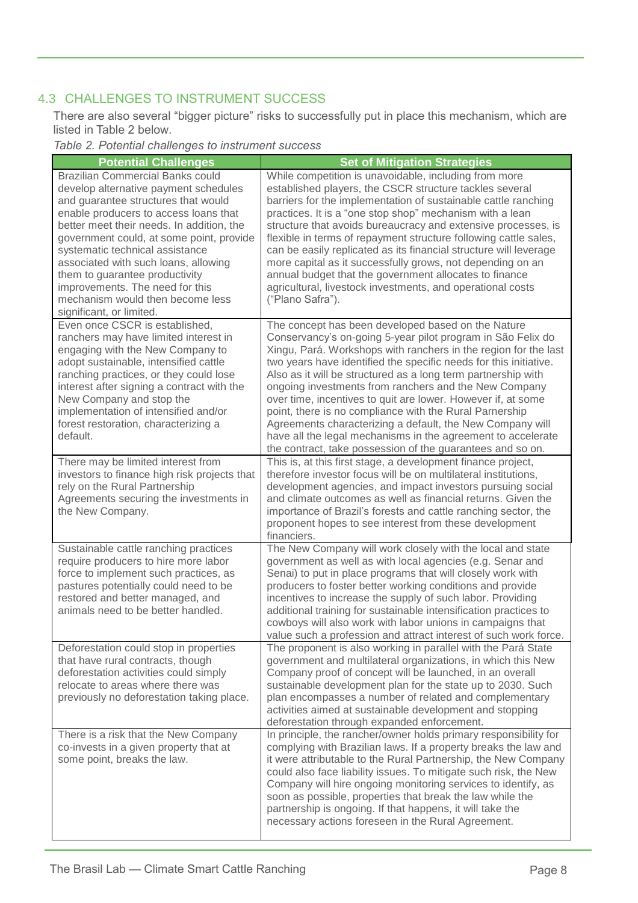## 4.3 CHALLENGES TO INSTRUMENT SUCCESS

There are also several "bigger picture" risks to successfully put in place this mechanism, which are listed in Table 2 below.

*Table 2. Potential challenges to instrument success*

| Potential Challenges | Set of Mitigation Strategies |
|---|---|
| Brazilian Commercial Banks could develop alternative payment schedules and guarantee structures that would enable producers to access loans that better meet their needs. In addition, the government could, at some point, provide systematic technical assistance associated with such loans, allowing them to guarantee productivity improvements. The need for this mechanism would then become less significant, or limited. | While competition is unavoidable, including from more established players, the CSCR structure tackles several barriers for the implementation of sustainable cattle ranching practices. It is a "one stop shop" mechanism with a lean structure that avoids bureaucracy and extensive processes, is flexible in terms of repayment structure following cattle sales, can be easily replicated as its financial structure will leverage more capital as it successfully grows, not depending on an annual budget that the government allocates to finance agricultural, livestock investments, and operational costs ("Plano Safra"). |
| Even once CSCR is established, ranchers may have limited interest in engaging with the New Company to adopt sustainable, intensified cattle ranching practices, or they could lose interest after signing a contract with the New Company and stop the implementation of intensified and/or forest restoration, characterizing a default. | The concept has been developed based on the Nature Conservancy's on-going 5-year pilot program in São Felix do Xingu, Pará. Workshops with ranchers in the region for the last two years have identified the specific needs for this initiative. Also as it will be structured as a long term partnership with ongoing investments from ranchers and the New Company over time, incentives to quit are lower. However if, at some point, there is no compliance with the Rural Parnership Agreements characterizing a default, the New Company will have all the legal mechanisms in the agreement to accelerate the contract, take possession of the guarantees and so on. |
| There may be limited interest from investors to finance high risk projects that rely on the Rural Partnership Agreements securing the investments in the New Company. | This is, at this first stage, a development finance project, therefore investor focus will be on multilateral institutions, development agencies, and impact investors pursuing social and climate outcomes as well as financial returns. Given the importance of Brazil's forests and cattle ranching sector, the proponent hopes to see interest from these development financiers. |
| Sustainable cattle ranching practices require producers to hire more labor force to implement such practices, as pastures potentially could need to be restored and better managed, and animals need to be better handled. | The New Company will work closely with the local and state government as well as with local agencies (e.g. Senar and Senai) to put in place programs that will closely work with producers to foster better working conditions and provide incentives to increase the supply of such labor. Providing additional training for sustainable intensification practices to cowboys will also work with labor unions in campaigns that value such a profession and attract interest of such work force. |
| Deforestation could stop in properties that have rural contracts, though deforestation activities could simply relocate to areas where there was previously no deforestation taking place. | The proponent is also working in parallel with the Pará State government and multilateral organizations, in which this New Company proof of concept will be launched, in an overall sustainable development plan for the state up to 2030. Such plan encompasses a number of related and complementary activities aimed at sustainable development and stopping deforestation through expanded enforcement. |
| There is a risk that the New Company co-invests in a given property that at some point, breaks the law. | In principle, the rancher/owner holds primary responsibility for complying with Brazilian laws. If a property breaks the law and it were attributable to the Rural Partnership, the New Company could also face liability issues. To mitigate such risk, the New Company will hire ongoing monitoring services to identify, as soon as possible, properties that break the law while the partnership is ongoing. If that happens, it will take the necessary actions foreseen in the Rural Agreement. |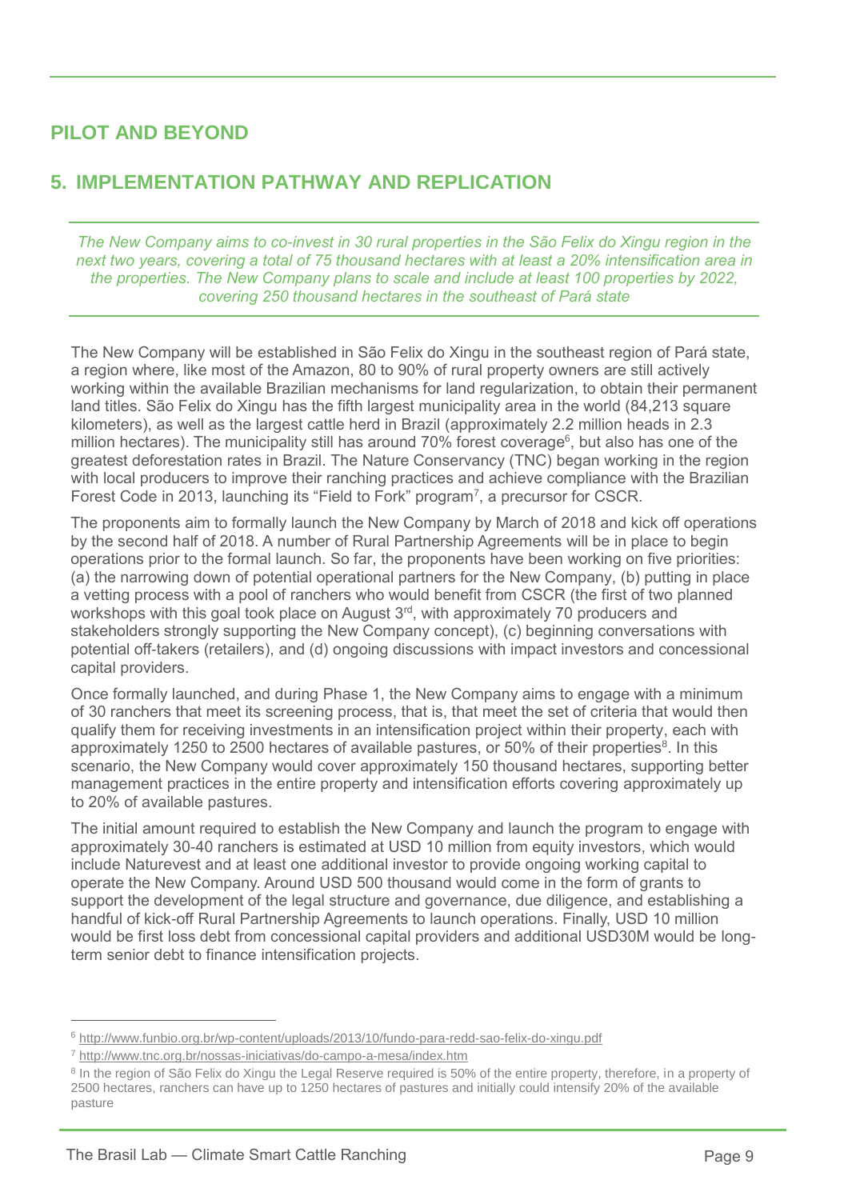# PILOT AND BEYOND

## 5. IMPLEMENTATION PATHWAY AND REPLICATION

*The New Company aims to co-invest in 30 rural properties in the São Felix do Xingu region in the next two years, covering a total of 75 thousand hectares with at least a 20% intensification area in the properties. The New Company plans to scale and include at least 100 properties by 2022, covering 250 thousand hectares in the southeast of Pará state*

The New Company will be established in São Felix do Xingu in the southeast region of Pará state, a region where, like most of the Amazon, 80 to 90% of rural property owners are still actively working within the available Brazilian mechanisms for land regularization, to obtain their permanent land titles. São Felix do Xingu has the fifth largest municipality area in the world (84,213 square kilometers), as well as the largest cattle herd in Brazil (approximately 2.2 million heads in 2.3 million hectares). The municipality still has around 70% forest coverage[6], but also has one of the greatest deforestation rates in Brazil. The Nature Conservancy (TNC) began working in the region with local producers to improve their ranching practices and achieve compliance with the Brazilian Forest Code in 2013, launching its "Field to Fork" program[7], a precursor for CSCR.

The proponents aim to formally launch the New Company by March of 2018 and kick off operations by the second half of 2018. A number of Rural Partnership Agreements will be in place to begin operations prior to the formal launch. So far, the proponents have been working on five priorities: (a) the narrowing down of potential operational partners for the New Company, (b) putting in place a vetting process with a pool of ranchers who would benefit from CSCR (the first of two planned workshops with this goal took place on August 3rd, with approximately 70 producers and stakeholders strongly supporting the New Company concept), (c) beginning conversations with potential off-takers (retailers), and (d) ongoing discussions with impact investors and concessional capital providers.

Once formally launched, and during Phase 1, the New Company aims to engage with a minimum of 30 ranchers that meet its screening process, that is, that meet the set of criteria that would then qualify them for receiving investments in an intensification project within their property, each with approximately 1250 to 2500 hectares of available pastures, or 50% of their properties[8]. In this scenario, the New Company would cover approximately 150 thousand hectares, supporting better management practices in the entire property and intensification efforts covering approximately up to 20% of available pastures.

The initial amount required to establish the New Company and launch the program to engage with approximately 30-40 ranchers is estimated at USD 10 million from equity investors, which would include Naturevest and at least one additional investor to provide ongoing working capital to operate the New Company. Around USD 500 thousand would come in the form of grants to support the development of the legal structure and governance, due diligence, and establishing a handful of kick-off Rural Partnership Agreements to launch operations. Finally, USD 10 million would be first loss debt from concessional capital providers and additional USD30M would be long-term senior debt to finance intensification projects.

---

[6] http://www.funbio.org.br/wp-content/uploads/2013/10/fundo-para-redd-sao-felix-do-xingu.pdf

[7] http://www.tnc.org.br/nossas-iniciativas/do-campo-a-mesa/index.htm

[8] In the region of São Felix do Xingu the Legal Reserve required is 50% of the entire property, therefore, in a property of 2500 hectares, ranchers can have up to 1250 hectares of pastures and initially could intensify 20% of the available pasture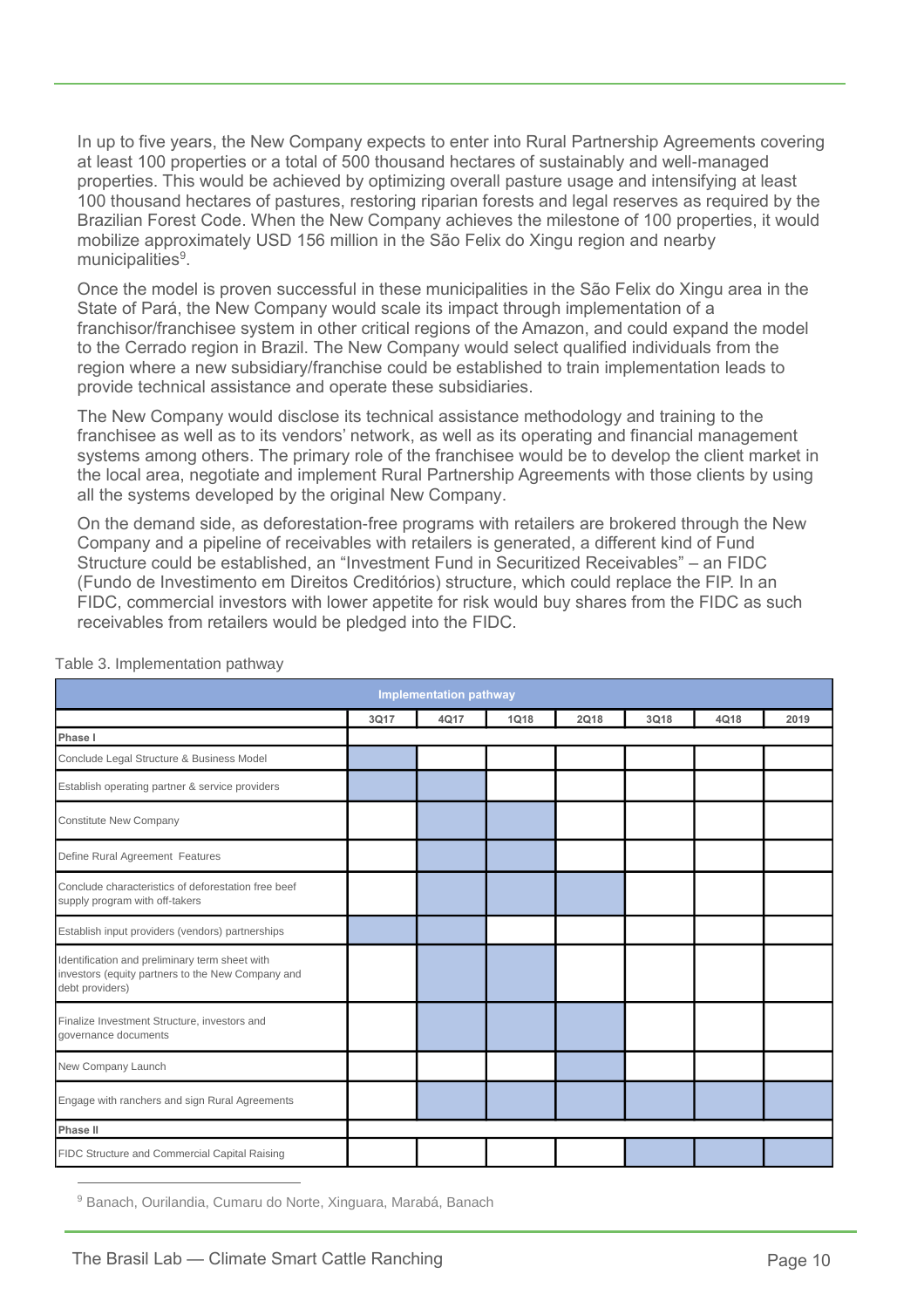In up to five years, the New Company expects to enter into Rural Partnership Agreements covering at least 100 properties or a total of 500 thousand hectares of sustainably and well-managed properties. This would be achieved by optimizing overall pasture usage and intensifying at least 100 thousand hectares of pastures, restoring riparian forests and legal reserves as required by the Brazilian Forest Code. When the New Company achieves the milestone of 100 properties, it would mobilize approximately USD 156 million in the São Felix do Xingu region and nearby municipalities[9].

Once the model is proven successful in these municipalities in the São Felix do Xingu area in the State of Pará, the New Company would scale its impact through implementation of a franchisor/franchisee system in other critical regions of the Amazon, and could expand the model to the Cerrado region in Brazil. The New Company would select qualified individuals from the region where a new subsidiary/franchise could be established to train implementation leads to provide technical assistance and operate these subsidiaries.

The New Company would disclose its technical assistance methodology and training to the franchisee as well as to its vendors' network, as well as its operating and financial management systems among others. The primary role of the franchisee would be to develop the client market in the local area, negotiate and implement Rural Partnership Agreements with those clients by using all the systems developed by the original New Company.

On the demand side, as deforestation-free programs with retailers are brokered through the New Company and a pipeline of receivables with retailers is generated, a different kind of Fund Structure could be established, an "Investment Fund in Securitized Receivables" – an FIDC (Fundo de Investimento em Direitos Creditórios) structure, which could replace the FIP. In an FIDC, commercial investors with lower appetite for risk would buy shares from the FIDC as such receivables from retailers would be pledged into the FIDC.

Table 3. Implementation pathway

| Implementation pathway | | | | | | | |
|---|---|---|---|---|---|---|---|
| | 3Q17 | 4Q17 | 1Q18 | 2Q18 | 3Q18 | 4Q18 | 2019 |
| **Phase I** | | | | | | | |
| Conclude Legal Structure & Business Model | ■ | | | | | | |
| Establish operating partner & service providers | ■ | ■ | | | | | |
| Constitute New Company | | ■ | ■ | | | | |
| Define Rural Agreement Features | | ■ | ■ | | | | |
| Conclude characteristics of deforestation free beef supply program with off-takers | | ■ | ■ | ■ | | | |
| Establish input providers (vendors) partnerships | ■ | ■ | | | | | |
| Identification and preliminary term sheet with investors (equity partners to the New Company and debt providers) | | ■ | ■ | | | | |
| Finalize Investment Structure, investors and governance documents | | ■ | ■ | ■ | | | |
| New Company Launch | | | | ■ | | | |
| Engage with ranchers and sign Rural Agreements | | ■ | ■ | ■ | ■ | ■ | ■ |
| **Phase II** | | | | | | | |
| FIDC Structure and Commercial Capital Raising | | | | | ■ | ■ | ■ |

[9] Banach, Ourilandia, Cumaru do Norte, Xinguara, Marabá, Banach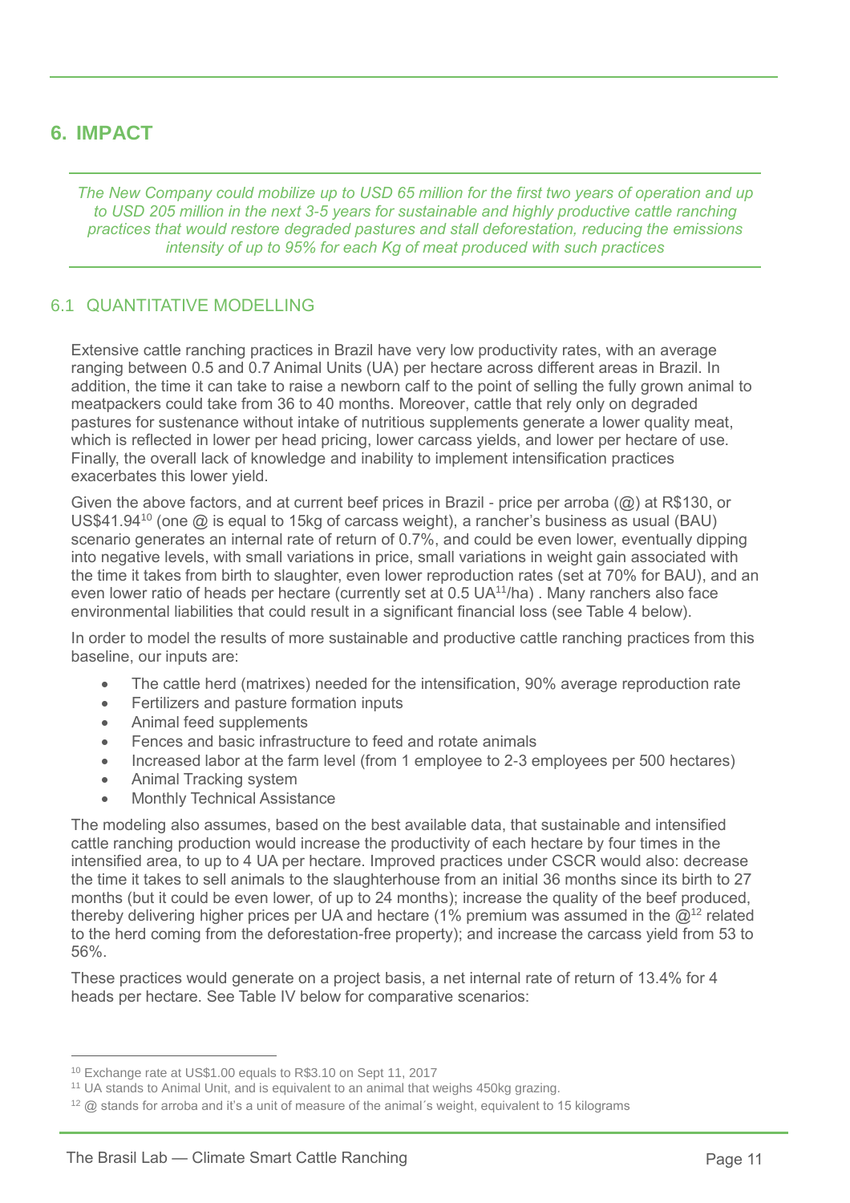# 6. IMPACT

*The New Company could mobilize up to USD 65 million for the first two years of operation and up to USD 205 million in the next 3-5 years for sustainable and highly productive cattle ranching practices that would restore degraded pastures and stall deforestation, reducing the emissions intensity of up to 95% for each Kg of meat produced with such practices*

## 6.1 QUANTITATIVE MODELLING

Extensive cattle ranching practices in Brazil have very low productivity rates, with an average ranging between 0.5 and 0.7 Animal Units (UA) per hectare across different areas in Brazil. In addition, the time it can take to raise a newborn calf to the point of selling the fully grown animal to meatpackers could take from 36 to 40 months. Moreover, cattle that rely only on degraded pastures for sustenance without intake of nutritious supplements generate a lower quality meat, which is reflected in lower per head pricing, lower carcass yields, and lower per hectare of use. Finally, the overall lack of knowledge and inability to implement intensification practices exacerbates this lower yield.

Given the above factors, and at current beef prices in Brazil - price per arroba (@) at R$130, or US$41.94[10] (one @ is equal to 15kg of carcass weight), a rancher's business as usual (BAU) scenario generates an internal rate of return of 0.7%, and could be even lower, eventually dipping into negative levels, with small variations in price, small variations in weight gain associated with the time it takes from birth to slaughter, even lower reproduction rates (set at 70% for BAU), and an even lower ratio of heads per hectare (currently set at 0.5 UA[11]/ha) . Many ranchers also face environmental liabilities that could result in a significant financial loss (see Table 4 below).

In order to model the results of more sustainable and productive cattle ranching practices from this baseline, our inputs are:

- The cattle herd (matrixes) needed for the intensification, 90% average reproduction rate
- Fertilizers and pasture formation inputs
- Animal feed supplements
- Fences and basic infrastructure to feed and rotate animals
- Increased labor at the farm level (from 1 employee to 2-3 employees per 500 hectares)
- Animal Tracking system
- Monthly Technical Assistance

The modeling also assumes, based on the best available data, that sustainable and intensified cattle ranching production would increase the productivity of each hectare by four times in the intensified area, to up to 4 UA per hectare. Improved practices under CSCR would also: decrease the time it takes to sell animals to the slaughterhouse from an initial 36 months since its birth to 27 months (but it could be even lower, of up to 24 months); increase the quality of the beef produced, thereby delivering higher prices per UA and hectare (1% premium was assumed in the @[12] related to the herd coming from the deforestation-free property); and increase the carcass yield from 53 to 56%.

These practices would generate on a project basis, a net internal rate of return of 13.4% for 4 heads per hectare. See Table IV below for comparative scenarios:

---

[10] Exchange rate at US$1.00 equals to R$3.10 on Sept 11, 2017

[11] UA stands to Animal Unit, and is equivalent to an animal that weighs 450kg grazing.

[12] @ stands for arroba and it's a unit of measure of the animal´s weight, equivalent to 15 kilograms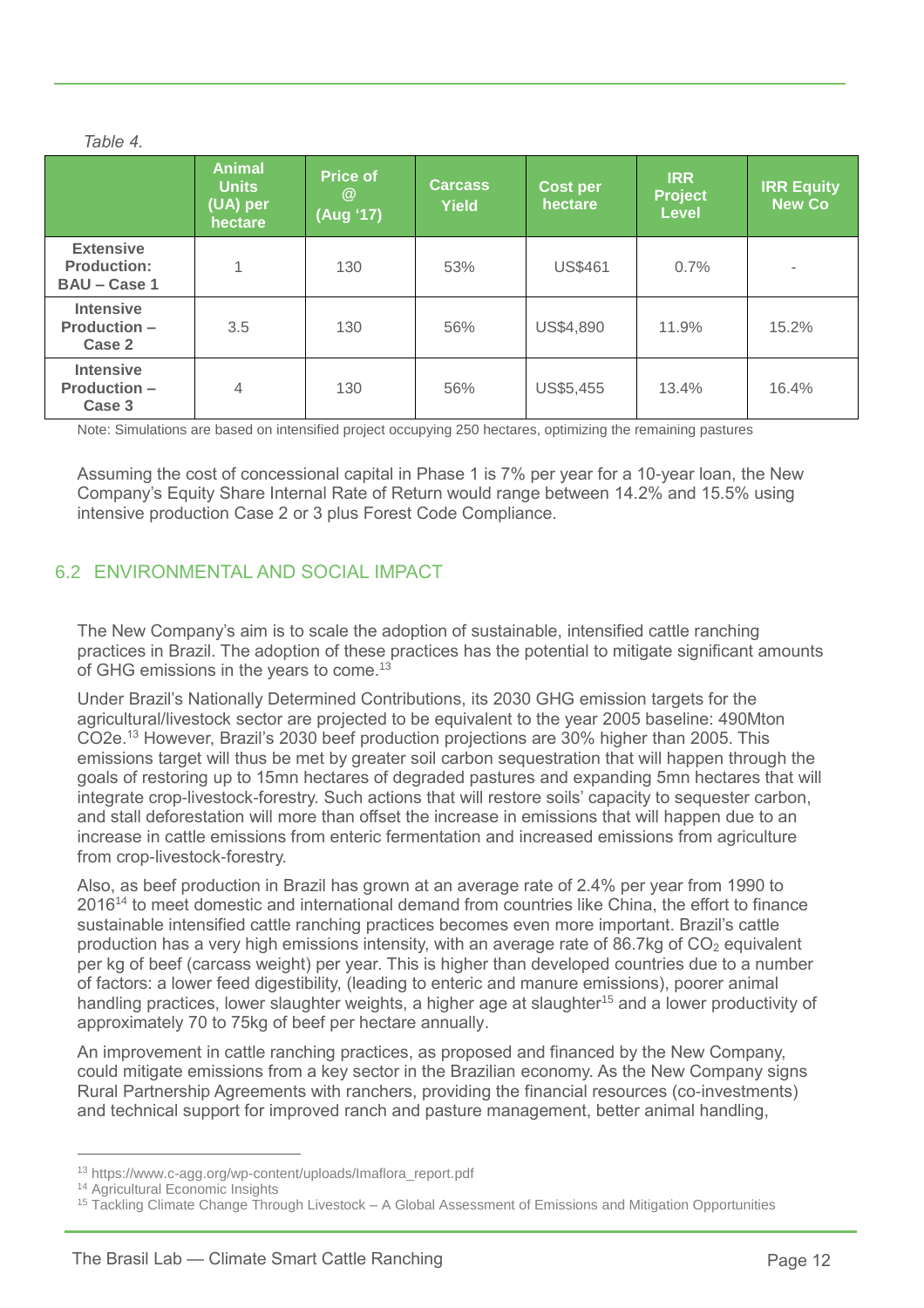*Table 4.*

| | Animal Units (UA) per hectare | Price of @ (Aug '17) | Carcass Yield | Cost per hectare | IRR Project Level | IRR Equity New Co |
|---|---|---|---|---|---|---|
| **Extensive Production: BAU – Case 1** | 1 | 130 | 53% | US$461 | 0.7% | - |
| **Intensive Production – Case 2** | 3.5 | 130 | 56% | US$4,890 | 11.9% | 15.2% |
| **Intensive Production – Case 3** | 4 | 130 | 56% | US$5,455 | 13.4% | 16.4% |

Note: Simulations are based on intensified project occupying 250 hectares, optimizing the remaining pastures

Assuming the cost of concessional capital in Phase 1 is 7% per year for a 10-year loan, the New Company's Equity Share Internal Rate of Return would range between 14.2% and 15.5% using intensive production Case 2 or 3 plus Forest Code Compliance.

## 6.2 ENVIRONMENTAL AND SOCIAL IMPACT

The New Company's aim is to scale the adoption of sustainable, intensified cattle ranching practices in Brazil. The adoption of these practices has the potential to mitigate significant amounts of GHG emissions in the years to come.[13]

Under Brazil's Nationally Determined Contributions, its 2030 GHG emission targets for the agricultural/livestock sector are projected to be equivalent to the year 2005 baseline: 490Mton CO2e.[13] However, Brazil's 2030 beef production projections are 30% higher than 2005. This emissions target will thus be met by greater soil carbon sequestration that will happen through the goals of restoring up to 15mn hectares of degraded pastures and expanding 5mn hectares that will integrate crop-livestock-forestry. Such actions that will restore soils' capacity to sequester carbon, and stall deforestation will more than offset the increase in emissions that will happen due to an increase in cattle emissions from enteric fermentation and increased emissions from agriculture from crop-livestock-forestry.

Also, as beef production in Brazil has grown at an average rate of 2.4% per year from 1990 to 2016[14] to meet domestic and international demand from countries like China, the effort to finance sustainable intensified cattle ranching practices becomes even more important. Brazil's cattle production has a very high emissions intensity, with an average rate of 86.7kg of $CO_2$ equivalent per kg of beef (carcass weight) per year. This is higher than developed countries due to a number of factors: a lower feed digestibility, (leading to enteric and manure emissions), poorer animal handling practices, lower slaughter weights, a higher age at slaughter[15] and a lower productivity of approximately 70 to 75kg of beef per hectare annually.

An improvement in cattle ranching practices, as proposed and financed by the New Company, could mitigate emissions from a key sector in the Brazilian economy. As the New Company signs Rural Partnership Agreements with ranchers, providing the financial resources (co-investments) and technical support for improved ranch and pasture management, better animal handling,

---

[13] https://www.c-agg.org/wp-content/uploads/Imaflora_report.pdf

[14] Agricultural Economic Insights

[15] Tackling Climate Change Through Livestock – A Global Assessment of Emissions and Mitigation Opportunities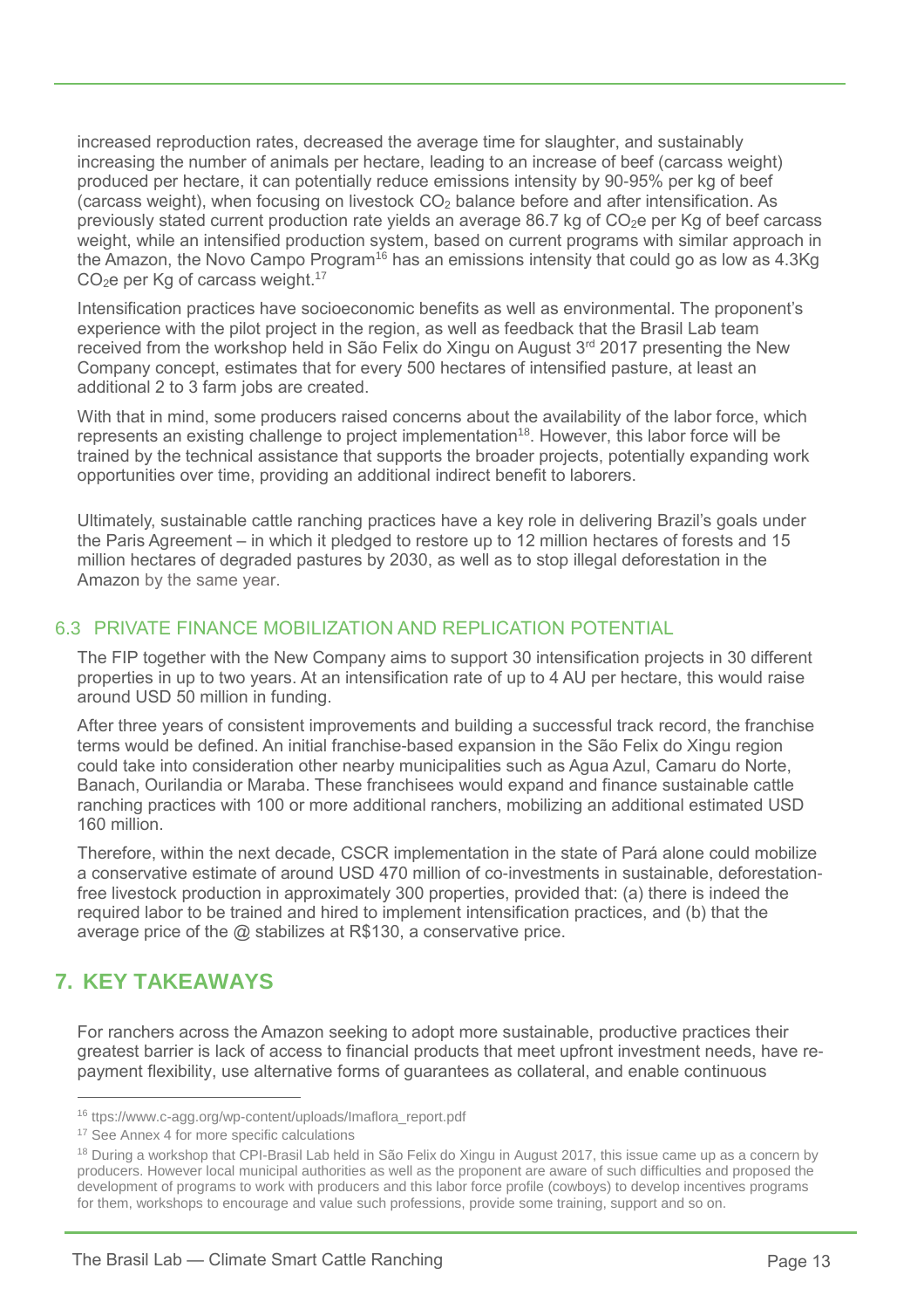increased reproduction rates, decreased the average time for slaughter, and sustainably increasing the number of animals per hectare, leading to an increase of beef (carcass weight) produced per hectare, it can potentially reduce emissions intensity by 90-95% per kg of beef (carcass weight), when focusing on livestock $CO_2$ balance before and after intensification. As previously stated current production rate yields an average 86.7 kg of $CO_2e$ per Kg of beef carcass weight, while an intensified production system, based on current programs with similar approach in the Amazon, the Novo Campo Program[16] has an emissions intensity that could go as low as 4.3Kg $CO_2e$ per Kg of carcass weight.[17]

Intensification practices have socioeconomic benefits as well as environmental. The proponent's experience with the pilot project in the region, as well as feedback that the Brasil Lab team received from the workshop held in São Felix do Xingu on August 3rd 2017 presenting the New Company concept, estimates that for every 500 hectares of intensified pasture, at least an additional 2 to 3 farm jobs are created.

With that in mind, some producers raised concerns about the availability of the labor force, which represents an existing challenge to project implementation[18]. However, this labor force will be trained by the technical assistance that supports the broader projects, potentially expanding work opportunities over time, providing an additional indirect benefit to laborers.

Ultimately, sustainable cattle ranching practices have a key role in delivering Brazil's goals under the Paris Agreement – in which it pledged to restore up to 12 million hectares of forests and 15 million hectares of degraded pastures by 2030, as well as to stop illegal deforestation in the Amazon by the same year.

### 6.3 PRIVATE FINANCE MOBILIZATION AND REPLICATION POTENTIAL

The FIP together with the New Company aims to support 30 intensification projects in 30 different properties in up to two years. At an intensification rate of up to 4 AU per hectare, this would raise around USD 50 million in funding.

After three years of consistent improvements and building a successful track record, the franchise terms would be defined. An initial franchise-based expansion in the São Felix do Xingu region could take into consideration other nearby municipalities such as Agua Azul, Camaru do Norte, Banach, Ourilandia or Maraba. These franchisees would expand and finance sustainable cattle ranching practices with 100 or more additional ranchers, mobilizing an additional estimated USD 160 million.

Therefore, within the next decade, CSCR implementation in the state of Pará alone could mobilize a conservative estimate of around USD 470 million of co-investments in sustainable, deforestation-free livestock production in approximately 300 properties, provided that: (a) there is indeed the required labor to be trained and hired to implement intensification practices, and (b) that the average price of the @ stabilizes at R$130, a conservative price.

## 7. KEY TAKEAWAYS

For ranchers across the Amazon seeking to adopt more sustainable, productive practices their greatest barrier is lack of access to financial products that meet upfront investment needs, have re-payment flexibility, use alternative forms of guarantees as collateral, and enable continuous

---

[16] ttps://www.c-agg.org/wp-content/uploads/Imaflora_report.pdf

[17] See Annex 4 for more specific calculations

[18] During a workshop that CPI-Brasil Lab held in São Felix do Xingu in August 2017, this issue came up as a concern by producers. However local municipal authorities as well as the proponent are aware of such difficulties and proposed the development of programs to work with producers and this labor force profile (cowboys) to develop incentives programs for them, workshops to encourage and value such professions, provide some training, support and so on.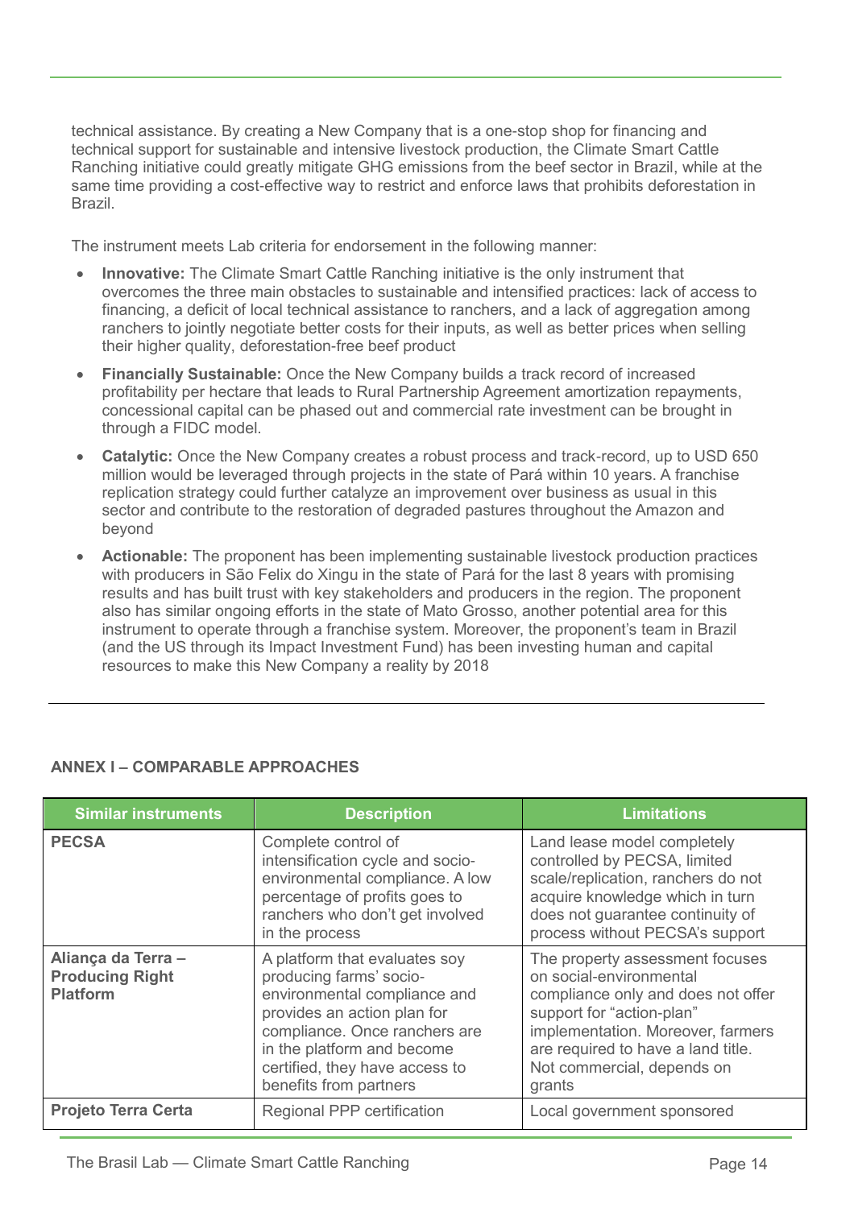technical assistance. By creating a New Company that is a one-stop shop for financing and technical support for sustainable and intensive livestock production, the Climate Smart Cattle Ranching initiative could greatly mitigate GHG emissions from the beef sector in Brazil, while at the same time providing a cost-effective way to restrict and enforce laws that prohibits deforestation in Brazil.

The instrument meets Lab criteria for endorsement in the following manner:

- **Innovative:** The Climate Smart Cattle Ranching initiative is the only instrument that overcomes the three main obstacles to sustainable and intensified practices: lack of access to financing, a deficit of local technical assistance to ranchers, and a lack of aggregation among ranchers to jointly negotiate better costs for their inputs, as well as better prices when selling their higher quality, deforestation-free beef product
- **Financially Sustainable:** Once the New Company builds a track record of increased profitability per hectare that leads to Rural Partnership Agreement amortization repayments, concessional capital can be phased out and commercial rate investment can be brought in through a FIDC model.
- **Catalytic:** Once the New Company creates a robust process and track-record, up to USD 650 million would be leveraged through projects in the state of Pará within 10 years. A franchise replication strategy could further catalyze an improvement over business as usual in this sector and contribute to the restoration of degraded pastures throughout the Amazon and beyond
- **Actionable:** The proponent has been implementing sustainable livestock production practices with producers in São Felix do Xingu in the state of Pará for the last 8 years with promising results and has built trust with key stakeholders and producers in the region. The proponent also has similar ongoing efforts in the state of Mato Grosso, another potential area for this instrument to operate through a franchise system. Moreover, the proponent's team in Brazil (and the US through its Impact Investment Fund) has been investing human and capital resources to make this New Company a reality by 2018

---

## ANNEX I – COMPARABLE APPROACHES

| Similar instruments | Description | Limitations |
|---|---|---|
| **PECSA** | Complete control of intensification cycle and socio-environmental compliance. A low percentage of profits goes to ranchers who don't get involved in the process | Land lease model completely controlled by PECSA, limited scale/replication, ranchers do not acquire knowledge which in turn does not guarantee continuity of process without PECSA's support |
| **Aliança da Terra – Producing Right Platform** | A platform that evaluates soy producing farms' socio-environmental compliance and provides an action plan for compliance. Once ranchers are in the platform and become certified, they have access to benefits from partners | The property assessment focuses on social-environmental compliance only and does not offer support for "action-plan" implementation. Moreover, farmers are required to have a land title. Not commercial, depends on grants |
| **Projeto Terra Certa** | Regional PPP certification | Local government sponsored |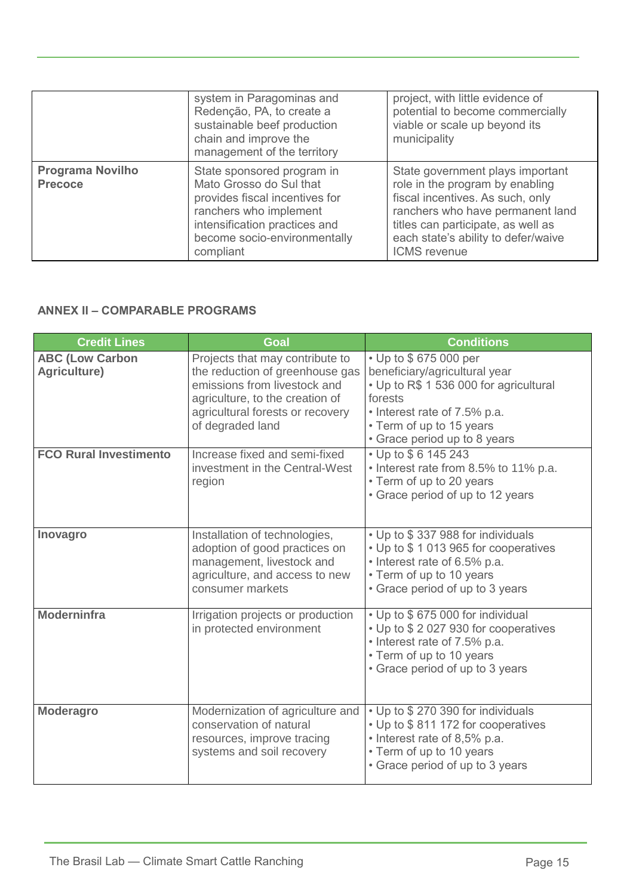| | | |
|---|---|---|
| | system in Paragominas and Redenção, PA, to create a sustainable beef production chain and improve the management of the territory | project, with little evidence of potential to become commercially viable or scale up beyond its municipality |
| **Programa Novilho Precoce** | State sponsored program in Mato Grosso do Sul that provides fiscal incentives for ranchers who implement intensification practices and become socio-environmentally compliant | State government plays important role in the program by enabling fiscal incentives. As such, only ranchers who have permanent land titles can participate, as well as each state's ability to defer/waive ICMS revenue |

**ANNEX II – COMPARABLE PROGRAMS**

| Credit Lines | Goal | Conditions |
|---|---|---|
| **ABC (Low Carbon Agriculture)** | Projects that may contribute to the reduction of greenhouse gas emissions from livestock and agriculture, to the creation of agricultural forests or recovery of degraded land | • Up to $ 675 000 per beneficiary/agricultural year<br>• Up to R$ 1 536 000 for agricultural forests<br>• Interest rate of 7.5% p.a.<br>• Term of up to 15 years<br>• Grace period up to 8 years |
| **FCO Rural Investimento** | Increase fixed and semi-fixed investment in the Central-West region | • Up to $ 6 145 243<br>• Interest rate from 8.5% to 11% p.a.<br>• Term of up to 20 years<br>• Grace period of up to 12 years |
| **Inovagro** | Installation of technologies, adoption of good practices on management, livestock and agriculture, and access to new consumer markets | • Up to $ 337 988 for individuals<br>• Up to $ 1 013 965 for cooperatives<br>• Interest rate of 6.5% p.a.<br>• Term of up to 10 years<br>• Grace period of up to 3 years |
| **Moderninfra** | Irrigation projects or production in protected environment | • Up to $ 675 000 for individual<br>• Up to $ 2 027 930 for cooperatives<br>• Interest rate of 7.5% p.a.<br>• Term of up to 10 years<br>• Grace period of up to 3 years |
| **Moderagro** | Modernization of agriculture and conservation of natural resources, improve tracing systems and soil recovery | • Up to $ 270 390 for individuals<br>• Up to $ 811 172 for cooperatives<br>• Interest rate of 8,5% p.a.<br>• Term of up to 10 years<br>• Grace period of up to 3 years |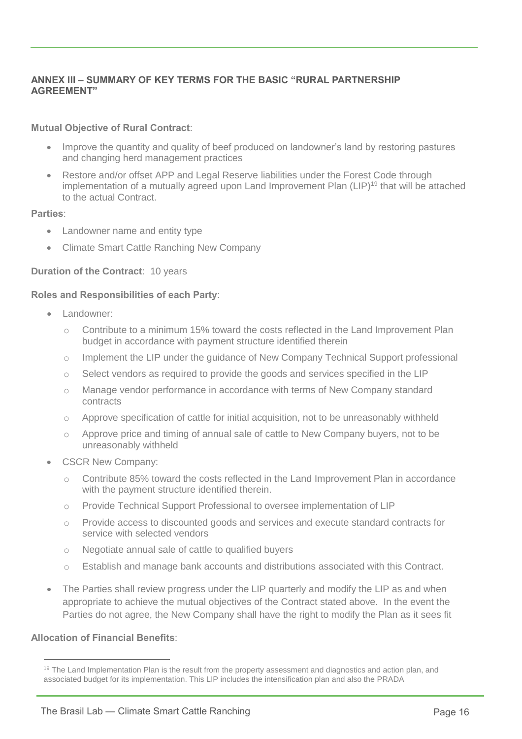## ANNEX III – SUMMARY OF KEY TERMS FOR THE BASIC "RURAL PARTNERSHIP AGREEMENT"

**Mutual Objective of Rural Contract**:

- Improve the quantity and quality of beef produced on landowner's land by restoring pastures and changing herd management practices
- Restore and/or offset APP and Legal Reserve liabilities under the Forest Code through implementation of a mutually agreed upon Land Improvement Plan (LIP)[19] that will be attached to the actual Contract.

**Parties**:

- Landowner name and entity type
- Climate Smart Cattle Ranching New Company

**Duration of the Contract**: 10 years

**Roles and Responsibilities of each Party**:

- Landowner:
  - Contribute to a minimum 15% toward the costs reflected in the Land Improvement Plan budget in accordance with payment structure identified therein
  - Implement the LIP under the guidance of New Company Technical Support professional
  - Select vendors as required to provide the goods and services specified in the LIP
  - Manage vendor performance in accordance with terms of New Company standard contracts
  - Approve specification of cattle for initial acquisition, not to be unreasonably withheld
  - Approve price and timing of annual sale of cattle to New Company buyers, not to be unreasonably withheld
- CSCR New Company:
  - Contribute 85% toward the costs reflected in the Land Improvement Plan in accordance with the payment structure identified therein.
  - Provide Technical Support Professional to oversee implementation of LIP
  - Provide access to discounted goods and services and execute standard contracts for service with selected vendors
  - Negotiate annual sale of cattle to qualified buyers
  - Establish and manage bank accounts and distributions associated with this Contract.
- The Parties shall review progress under the LIP quarterly and modify the LIP as and when appropriate to achieve the mutual objectives of the Contract stated above. In the event the Parties do not agree, the New Company shall have the right to modify the Plan as it sees fit

**Allocation of Financial Benefits**:

[19] The Land Implementation Plan is the result from the property assessment and diagnostics and action plan, and associated budget for its implementation. This LIP includes the intensification plan and also the PRADA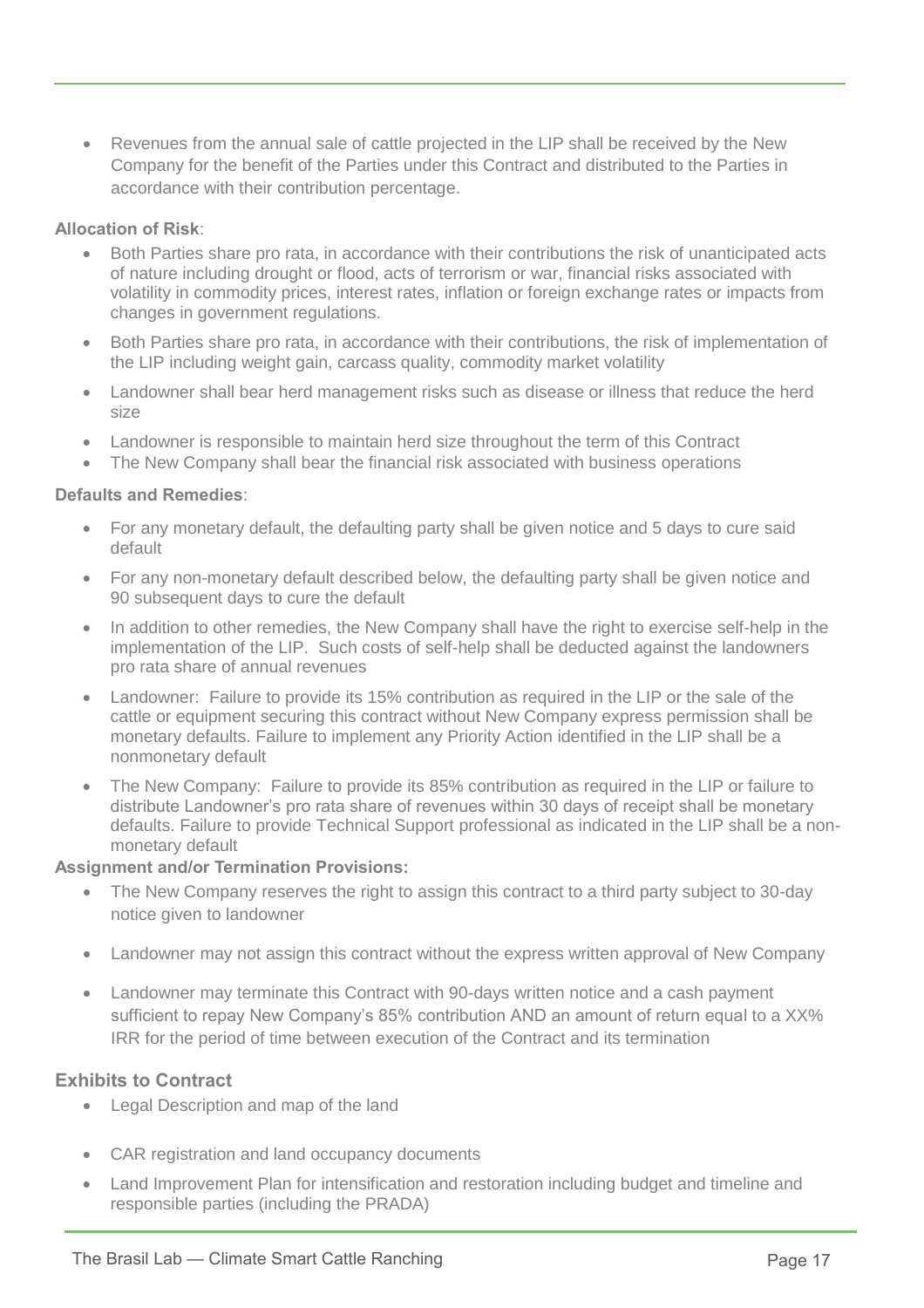- Revenues from the annual sale of cattle projected in the LIP shall be received by the New Company for the benefit of the Parties under this Contract and distributed to the Parties in accordance with their contribution percentage.

**Allocation of Risk**:

- Both Parties share pro rata, in accordance with their contributions the risk of unanticipated acts of nature including drought or flood, acts of terrorism or war, financial risks associated with volatility in commodity prices, interest rates, inflation or foreign exchange rates or impacts from changes in government regulations.
- Both Parties share pro rata, in accordance with their contributions, the risk of implementation of the LIP including weight gain, carcass quality, commodity market volatility
- Landowner shall bear herd management risks such as disease or illness that reduce the herd size
- Landowner is responsible to maintain herd size throughout the term of this Contract
- The New Company shall bear the financial risk associated with business operations

**Defaults and Remedies**:

- For any monetary default, the defaulting party shall be given notice and 5 days to cure said default
- For any non-monetary default described below, the defaulting party shall be given notice and 90 subsequent days to cure the default
- In addition to other remedies, the New Company shall have the right to exercise self-help in the implementation of the LIP. Such costs of self-help shall be deducted against the landowners pro rata share of annual revenues
- Landowner: Failure to provide its 15% contribution as required in the LIP or the sale of the cattle or equipment securing this contract without New Company express permission shall be monetary defaults. Failure to implement any Priority Action identified in the LIP shall be a nonmonetary default
- The New Company: Failure to provide its 85% contribution as required in the LIP or failure to distribute Landowner's pro rata share of revenues within 30 days of receipt shall be monetary defaults. Failure to provide Technical Support professional as indicated in the LIP shall be a non-monetary default

**Assignment and/or Termination Provisions:**

- The New Company reserves the right to assign this contract to a third party subject to 30-day notice given to landowner
- Landowner may not assign this contract without the express written approval of New Company
- Landowner may terminate this Contract with 90-days written notice and a cash payment sufficient to repay New Company's 85% contribution AND an amount of return equal to a XX% IRR for the period of time between execution of the Contract and its termination

**Exhibits to Contract**

- Legal Description and map of the land
- CAR registration and land occupancy documents
- Land Improvement Plan for intensification and restoration including budget and timeline and responsible parties (including the PRADA)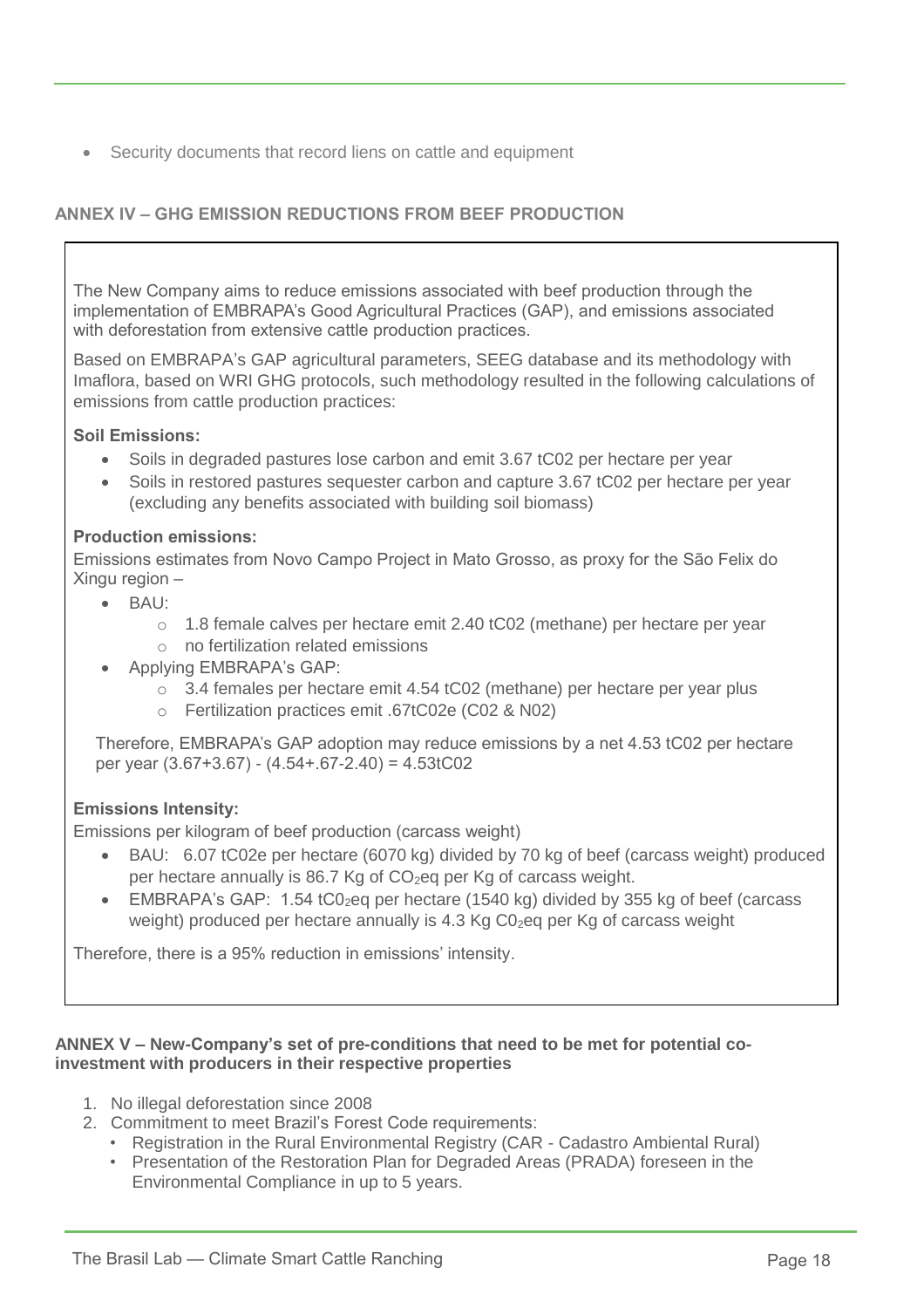- Security documents that record liens on cattle and equipment

## ANNEX IV – GHG EMISSION REDUCTIONS FROM BEEF PRODUCTION

The New Company aims to reduce emissions associated with beef production through the implementation of EMBRAPA's Good Agricultural Practices (GAP), and emissions associated with deforestation from extensive cattle production practices.

Based on EMBRAPA's GAP agricultural parameters, SEEG database and its methodology with Imaflora, based on WRI GHG protocols, such methodology resulted in the following calculations of emissions from cattle production practices:

**Soil Emissions:**

- Soils in degraded pastures lose carbon and emit 3.67 tC02 per hectare per year
- Soils in restored pastures sequester carbon and capture 3.67 tC02 per hectare per year (excluding any benefits associated with building soil biomass)

**Production emissions:**

Emissions estimates from Novo Campo Project in Mato Grosso, as proxy for the São Felix do Xingu region –

- BAU:
  - 1.8 female calves per hectare emit 2.40 tC02 (methane) per hectare per year
  - no fertilization related emissions
- Applying EMBRAPA's GAP:
  - 3.4 females per hectare emit 4.54 tC02 (methane) per hectare per year plus
  - Fertilization practices emit .67tC02e (C02 & N02)

Therefore, EMBRAPA's GAP adoption may reduce emissions by a net 4.53 tC02 per hectare per year (3.67+3.67) - (4.54+.67-2.40) = 4.53tC02

**Emissions Intensity:**

Emissions per kilogram of beef production (carcass weight)

- BAU: 6.07 tC02e per hectare (6070 kg) divided by 70 kg of beef (carcass weight) produced per hectare annually is 86.7 Kg of $CO_2$eq per Kg of carcass weight.
- EMBRAPA's GAP: 1.54 $tC0_2$eq per hectare (1540 kg) divided by 355 kg of beef (carcass weight) produced per hectare annually is 4.3 Kg $C0_2$eq per Kg of carcass weight

Therefore, there is a 95% reduction in emissions' intensity.

## ANNEX V – New-Company's set of pre-conditions that need to be met for potential co-investment with producers in their respective properties

1. No illegal deforestation since 2008
2. Commitment to meet Brazil's Forest Code requirements:
   - Registration in the Rural Environmental Registry (CAR - Cadastro Ambiental Rural)
   - Presentation of the Restoration Plan for Degraded Areas (PRADA) foreseen in the Environmental Compliance in up to 5 years.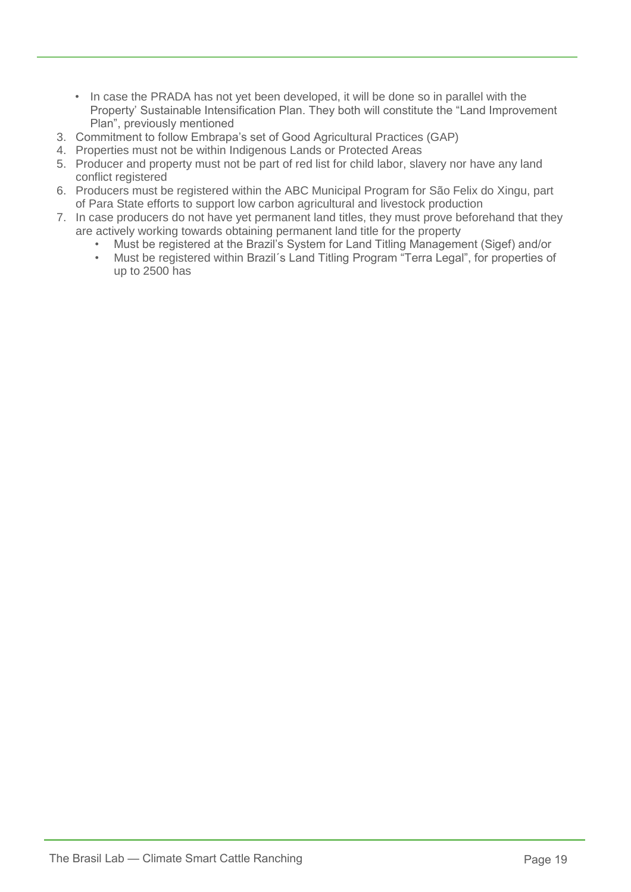- In case the PRADA has not yet been developed, it will be done so in parallel with the Property' Sustainable Intensification Plan. They both will constitute the "Land Improvement Plan", previously mentioned

3. Commitment to follow Embrapa's set of Good Agricultural Practices (GAP)
4. Properties must not be within Indigenous Lands or Protected Areas
5. Producer and property must not be part of red list for child labor, slavery nor have any land conflict registered
6. Producers must be registered within the ABC Municipal Program for São Felix do Xingu, part of Para State efforts to support low carbon agricultural and livestock production
7. In case producers do not have yet permanent land titles, they must prove beforehand that they are actively working towards obtaining permanent land title for the property
    - Must be registered at the Brazil's System for Land Titling Management (Sigef) and/or
    - Must be registered within Brazil´s Land Titling Program "Terra Legal", for properties of up to 2500 has